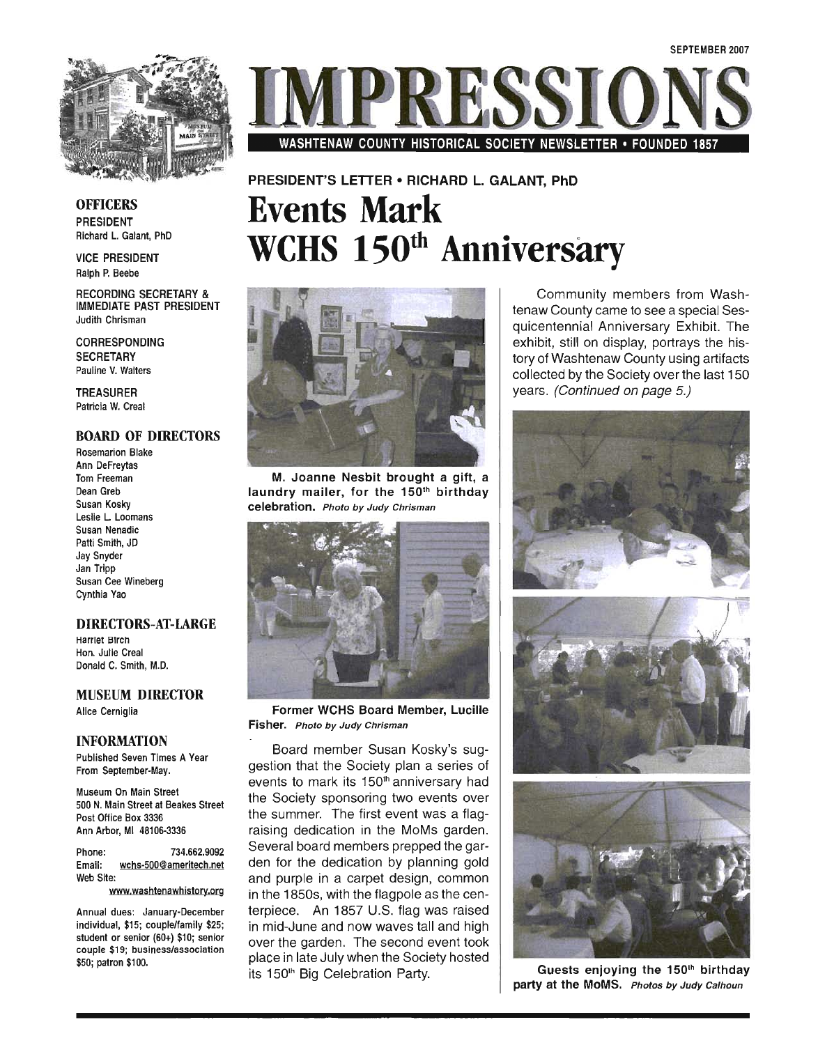SEPTEMBER 2007

# IMPRESSIONS

WASHTENAW COUNTY HISTORICAL SOCIETY NEWSLETTER • FOUNDED 1857

## OFFICERS

PRESIDENT
Richard L. Galant, PhD

VICE PRESIDENT
Ralph P. Beebe

RECORDING SECRETARY & IMMEDIATE PAST PRESIDENT
Judith Chrisman

CORRESPONDING SECRETARY
Pauline V. Walters

TREASURER
Patricia W. Creal

## BOARD OF DIRECTORS

Rosemarion Blake
Ann DeFreytas
Tom Freeman
Dean Greb
Susan Kosky
Leslie L. Loomans
Susan Nenadic
Patti Smith, JD
Jay Snyder
Jan Tripp
Susan Cee Wineberg
Cynthia Yao

## DIRECTORS-AT-LARGE

Harriet Birch
Hon. Julie Creal
Donald C. Smith, M.D.

## MUSEUM DIRECTOR

Alice Cerniglia

## INFORMATION

Published Seven Times A Year From September-May.

Museum On Main Street
500 N. Main Street at Beakes Street
Post Office Box 3336
Ann Arbor, MI 48106-3336

Phone: 734.662.9092
Email: wchs-500@ameritech.net
Web Site: www.washtenawhistory.org

Annual dues: January-December individual, $15; couple/family $25; student or senior (60+) $10; senior couple $19; business/association $50; patron $100.

PRESIDENT'S LETTER • RICHARD L. GALANT, PhD

# Events Mark WCHS 150th Anniversary

**M. Joanne Nesbit brought a gift, a laundry mailer, for the 150th birthday celebration.** *Photo by Judy Chrisman*

**Former WCHS Board Member, Lucille Fisher.** *Photo by Judy Chrisman*

Board member Susan Kosky's suggestion that the Society plan a series of events to mark its 150th anniversary had the Society sponsoring two events over the summer. The first event was a flag-raising dedication in the MoMs garden. Several board members prepped the garden for the dedication by planning gold and purple in a carpet design, common in the 1850s, with the flagpole as the centerpiece. An 1857 U.S. flag was raised in mid-June and now waves tall and high over the garden. The second event took place in late July when the Society hosted its 150th Big Celebration Party.

Community members from Washtenaw County came to see a special Sesquicentennial Anniversary Exhibit. The exhibit, still on display, portrays the history of Washtenaw County using artifacts collected by the Society over the last 150 years. *(Continued on page 5.)*

**Guests enjoying the 150th birthday party at the MoMS.** *Photos by Judy Calhoun*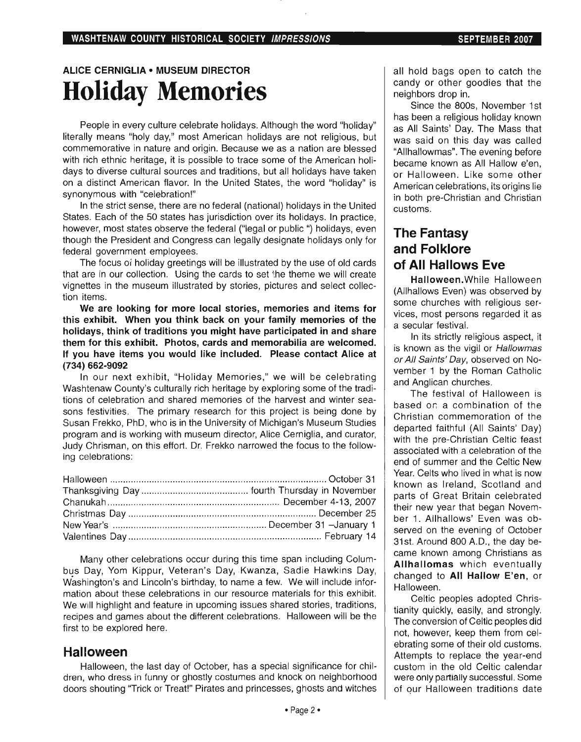**ALICE CERNIGLIA • MUSEUM DIRECTOR**

# Holiday Memories

People in every culture celebrate holidays. Although the word "holiday" literally means "holy day," most American holidays are not religious, but commemorative in nature and origin. Because we as a nation are blessed with rich ethnic heritage, it is possible to trace some of the American holidays to diverse cultural sources and traditions, but all holidays have taken on a distinct American flavor. In the United States, the word "holiday" is synonymous with "celebration!"

In the strict sense, there are no federal (national) holidays in the United States. Each of the 50 states has jurisdiction over its holidays. In practice, however, most states observe the federal ("legal or public ") holidays, even though the President and Congress can legally designate holidays only for federal government employees.

The focus of holiday greetings will be illustrated by the use of old cards that are in our collection. Using the cards to set the theme we will create vignettes in the museum illustrated by stories, pictures and select collection items.

**We are looking for more local stories, memories and items for this exhibit. When you think back on your family memories of the holidays, think of traditions you might have participated in and share them for this exhibit. Photos, cards and memorabilia are welcomed. If you have items you would like included. Please contact Alice at (734) 662-9092**

In our next exhibit, "Holiday Memories," we will be celebrating Washtenaw County's culturally rich heritage by exploring some of the traditions of celebration and shared memories of the harvest and winter seasons festivities. The primary research for this project is being done by Susan Frekko, PhD, who is in the University of Michigan's Museum Studies program and is working with museum director, Alice Cerniglia, and curator, Judy Chrisman, on this effort. Dr. Frekko narrowed the focus to the following celebrations:

| | |
|---|---|
| Halloween | October 31 |
| Thanksgiving Day | fourth Thursday in November |
| Chanukah | December 4-13, 2007 |
| Christmas Day | December 25 |
| New Year's | December 31 –January 1 |
| Valentines Day | February 14 |

Many other celebrations occur during this time span including Columbus Day, Yom Kippur, Veteran's Day, Kwanza, Sadie Hawkins Day, Washington's and Lincoln's birthday, to name a few. We will include information about these celebrations in our resource materials for this exhibit. We will highlight and feature in upcoming issues shared stories, traditions, recipes and games about the different celebrations. Halloween will be the first to be explored here.

## Halloween

Halloween, the last day of October, has a special significance for children, who dress in funny or ghostly costumes and knock on neighborhood doors shouting "Trick or Treat!" Pirates and princesses, ghosts and witches all hold bags open to catch the candy or other goodies that the neighbors drop in.

Since the 800s, November 1st has been a religious holiday known as All Saints' Day. The Mass that was said on this day was called "Allhallowmas". The evening before became known as All Hallow e'en, or Halloween. Like some other American celebrations, its origins lie in both pre-Christian and Christian customs.

## The Fantasy and Folklore of All Hallows Eve

**Halloween.** While Halloween (Allhallows Even) was observed by some churches with religious services, most persons regarded it as a secular festival.

In its strictly religious aspect, it is known as the vigil or *Hallowmas or All Saints' Day*, observed on November 1 by the Roman Catholic and Anglican churches.

The festival of Halloween is based on a combination of the Christian commemoration of the departed faithful (All Saints' Day) with the pre-Christian Celtic feast associated with a celebration of the end of summer and the Celtic New Year. Celts who lived in what is now known as Ireland, Scotland and parts of Great Britain celebrated their new year that began November 1. Allhallows' Even was observed on the evening of October 31st. Around 800 A.D., the day became known among Christians as **Allhallomas** which eventually changed to **All Hallow E'en**, or Halloween.

Celtic peoples adopted Christianity quickly, easily, and strongly. The conversion of Celtic peoples did not, however, keep them from celebrating some of their old customs. Attempts to replace the year-end custom in the old Celtic calendar were only partially successful. Some of our Halloween traditions date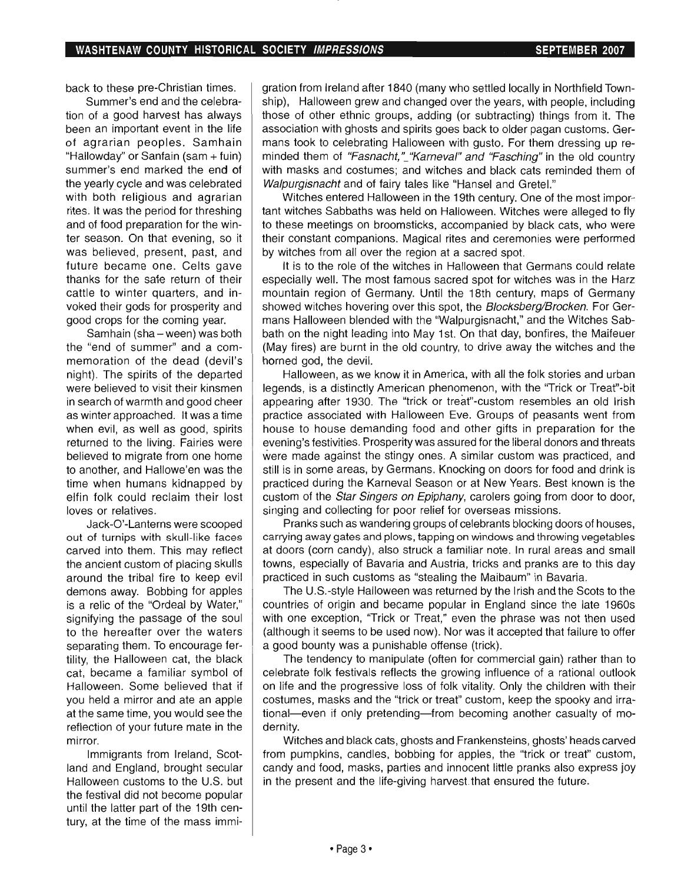back to these pre-Christian times.

Summer's end and the celebration of a good harvest has always been an important event in the life of agrarian peoples. Samhain "Hallowday" or Sanfain (sam + fuin) summer's end marked the end of the yearly cycle and was celebrated with both religious and agrarian rites. It was the period for threshing and of food preparation for the winter season. On that evening, so it was believed, present, past, and future became one. Celts gave thanks for the safe return of their cattle to winter quarters, and invoked their gods for prosperity and good crops for the coming year.

Samhain (sha – ween) was both the "end of summer" and a commemoration of the dead (devil's night). The spirits of the departed were believed to visit their kinsmen in search of warmth and good cheer as winter approached. It was a time when evil, as well as good, spirits returned to the living. Fairies were believed to migrate from one home to another, and Hallowe'en was the time when humans kidnapped by elfin folk could reclaim their lost loves or relatives.

Jack-O'-Lanterns were scooped out of turnips with skull-like faces carved into them. This may reflect the ancient custom of placing skulls around the tribal fire to keep evil demons away. Bobbing for apples is a relic of the "Ordeal by Water," signifying the passage of the soul to the hereafter over the waters separating them. To encourage fertility, the Halloween cat, the black cat, became a familiar symbol of Halloween. Some believed that if you held a mirror and ate an apple at the same time, you would see the reflection of your future mate in the mirror.

Immigrants from Ireland, Scotland and England, brought secular Halloween customs to the U.S. but the festival did not become popular until the latter part of the 19th century, at the time of the mass immigration from Ireland after 1840 (many who settled locally in Northfield Township), Halloween grew and changed over the years, with people, including those of other ethnic groups, adding (or subtracting) things from it. The association with ghosts and spirits goes back to older pagan customs. Germans took to celebrating Halloween with gusto. For them dressing up reminded them of *"Fasnacht," "Karneval" and "Fasching"* in the old country with masks and costumes; and witches and black cats reminded them of *Walpurgisnacht* and of fairy tales like "Hansel and Gretel."

Witches entered Halloween in the 19th century. One of the most important witches Sabbaths was held on Halloween. Witches were alleged to fly to these meetings on broomsticks, accompanied by black cats, who were their constant companions. Magical rites and ceremonies were performed by witches from all over the region at a sacred spot.

It is to the role of the witches in Halloween that Germans could relate especially well. The most famous sacred spot for witches was in the Harz mountain region of Germany. Until the 18th century, maps of Germany showed witches hovering over this spot, the *Blocksberg/Brocken*. For Germans Halloween blended with the "Walpurgisnacht," and the Witches Sabbath on the night leading into May 1st. On that day, bonfires, the Maifeuer (May fires) are burnt in the old country, to drive away the witches and the horned god, the devil.

Halloween, as we know it in America, with all the folk stories and urban legends, is a distinctly American phenomenon, with the "Trick or Treat"-bit appearing after 1930. The "trick or treat"-custom resembles an old Irish practice associated with Halloween Eve. Groups of peasants went from house to house demanding food and other gifts in preparation for the evening's festivities. Prosperity was assured for the liberal donors and threats were made against the stingy ones. A similar custom was practiced, and still is in some areas, by Germans. Knocking on doors for food and drink is practiced during the Karneval Season or at New Years. Best known is the custom of the *Star Singers on Epiphany*, carolers going from door to door, singing and collecting for poor relief for overseas missions.

Pranks such as wandering groups of celebrants blocking doors of houses, carrying away gates and plows, tapping on windows and throwing vegetables at doors (corn candy), also struck a familiar note. In rural areas and small towns, especially of Bavaria and Austria, tricks and pranks are to this day practiced in such customs as "stealing the Maibaum" in Bavaria.

The U.S.-style Halloween was returned by the Irish and the Scots to the countries of origin and became popular in England since the late 1960s with one exception, "Trick or Treat," even the phrase was not then used (although it seems to be used now). Nor was it accepted that failure to offer a good bounty was a punishable offense (trick).

The tendency to manipulate (often for commercial gain) rather than to celebrate folk festivals reflects the growing influence of a rational outlook on life and the progressive loss of folk vitality. Only the children with their costumes, masks and the "trick or treat" custom, keep the spooky and irrational—even if only pretending—from becoming another casualty of modernity.

Witches and black cats, ghosts and Frankensteins, ghosts' heads carved from pumpkins, candles, bobbing for apples, the "trick or treat" custom, candy and food, masks, parties and innocent little pranks also express joy in the present and the life-giving harvest that ensured the future.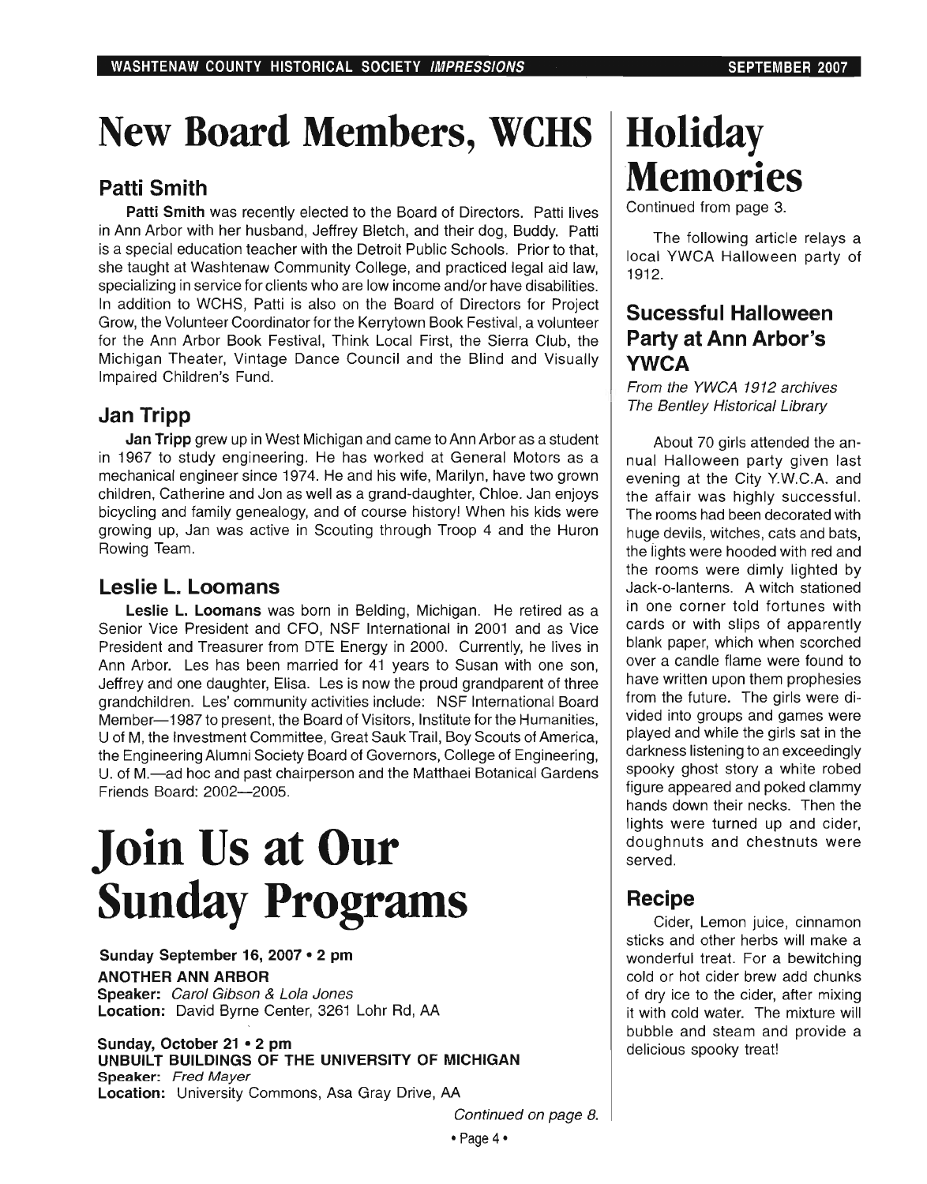# New Board Members, WCHS

## Patti Smith

**Patti Smith** was recently elected to the Board of Directors. Patti lives in Ann Arbor with her husband, Jeffrey Bletch, and their dog, Buddy. Patti is a special education teacher with the Detroit Public Schools. Prior to that, she taught at Washtenaw Community College, and practiced legal aid law, specializing in service for clients who are low income and/or have disabilities. In addition to WCHS, Patti is also on the Board of Directors for Project Grow, the Volunteer Coordinator for the Kerrytown Book Festival, a volunteer for the Ann Arbor Book Festival, Think Local First, the Sierra Club, the Michigan Theater, Vintage Dance Council and the Blind and Visually Impaired Children's Fund.

## Jan Tripp

**Jan Tripp** grew up in West Michigan and came to Ann Arbor as a student in 1967 to study engineering. He has worked at General Motors as a mechanical engineer since 1974. He and his wife, Marilyn, have two grown children, Catherine and Jon as well as a grand-daughter, Chloe. Jan enjoys bicycling and family genealogy, and of course history! When his kids were growing up, Jan was active in Scouting through Troop 4 and the Huron Rowing Team.

## Leslie L. Loomans

**Leslie L. Loomans** was born in Belding, Michigan. He retired as a Senior Vice President and CFO, NSF International in 2001 and as Vice President and Treasurer from DTE Energy in 2000. Currently, he lives in Ann Arbor. Les has been married for 41 years to Susan with one son, Jeffrey and one daughter, Elisa. Les is now the proud grandparent of three grandchildren. Les' community activities include: NSF International Board Member—1987 to present, the Board of Visitors, Institute for the Humanities, U of M, the Investment Committee, Great Sauk Trail, Boy Scouts of America, the Engineering Alumni Society Board of Governors, College of Engineering, U. of M.—ad hoc and past chairperson and the Matthaei Botanical Gardens Friends Board: 2002—2005.

# Join Us at Our Sunday Programs

**Sunday September 16, 2007 • 2 pm**
**ANOTHER ANN ARBOR**
**Speaker:** *Carol Gibson & Lola Jones*
**Location:** David Byrne Center, 3261 Lohr Rd, AA

**Sunday, October 21 • 2 pm**
**UNBUILT BUILDINGS OF THE UNIVERSITY OF MICHIGAN**
**Speaker:** *Fred Mayer*
**Location:** University Commons, Asa Gray Drive, AA

*Continued on page 8.*

# Holiday Memories

Continued from page 3.

The following article relays a local YWCA Halloween party of 1912.

## Sucessful Halloween Party at Ann Arbor's YWCA

*From the YWCA 1912 archives*
*The Bentley Historical Library*

About 70 girls attended the annual Halloween party given last evening at the City Y.W.C.A. and the affair was highly successful. The rooms had been decorated with huge devils, witches, cats and bats, the lights were hooded with red and the rooms were dimly lighted by Jack-o-lanterns. A witch stationed in one corner told fortunes with cards or with slips of apparently blank paper, which when scorched over a candle flame were found to have written upon them prophesies from the future. The girls were divided into groups and games were played and while the girls sat in the darkness listening to an exceedingly spooky ghost story a white robed figure appeared and poked clammy hands down their necks. Then the lights were turned up and cider, doughnuts and chestnuts were served.

## Recipe

Cider, Lemon juice, cinnamon sticks and other herbs will make a wonderful treat. For a bewitching cold or hot cider brew add chunks of dry ice to the cider, after mixing it with cold water. The mixture will bubble and steam and provide a delicious spooky treat!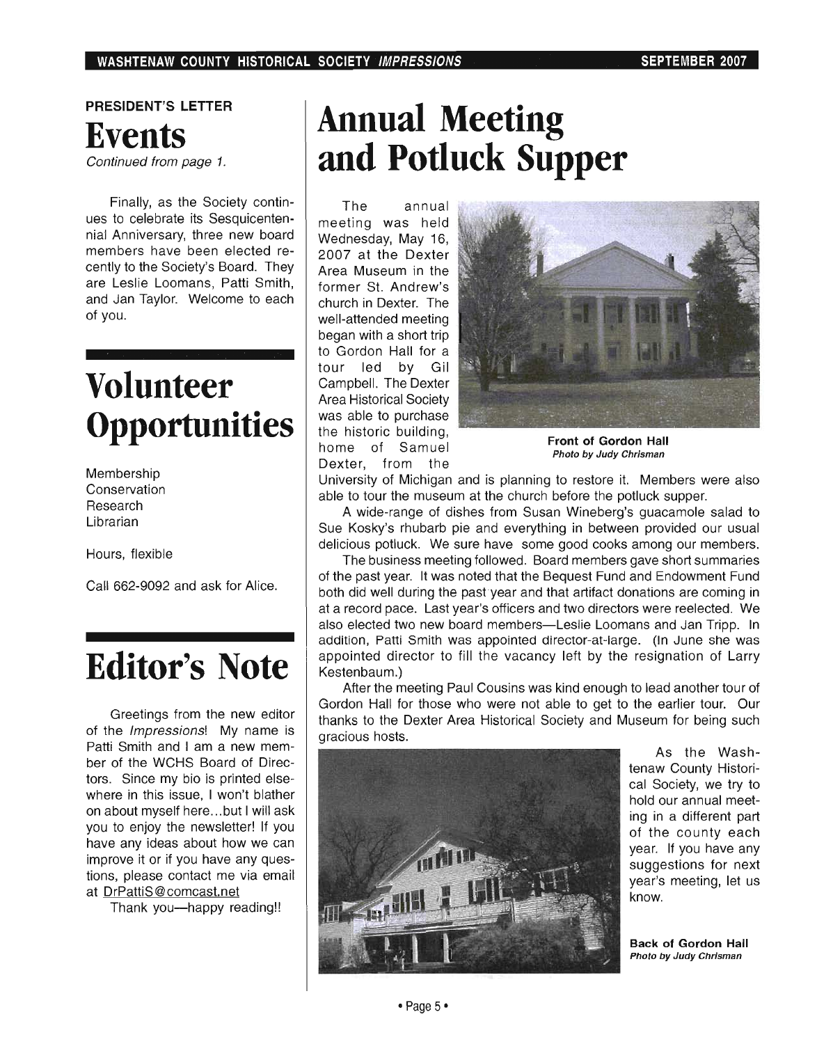PRESIDENT'S LETTER

# Events

*Continued from page 1.*

Finally, as the Society continues to celebrate its Sesquicentennial Anniversary, three new board members have been elected recently to the Society's Board. They are Leslie Loomans, Patti Smith, and Jan Taylor. Welcome to each of you.

# Volunteer Opportunities

Membership
Conservation
Research
Librarian

Hours, flexible

Call 662-9092 and ask for Alice.

# Editor's Note

Greetings from the new editor of the *Impressions*! My name is Patti Smith and I am a new member of the WCHS Board of Directors. Since my bio is printed elsewhere in this issue, I won't blather on about myself here...but I will ask you to enjoy the newsletter! If you have any ideas about how we can improve it or if you have any questions, please contact me via email at DrPattiS@comcast.net

Thank you—happy reading!!

# Annual Meeting and Potluck Supper

The annual meeting was held Wednesday, May 16, 2007 at the Dexter Area Museum in the former St. Andrew's church in Dexter. The well-attended meeting began with a short trip to Gordon Hall for a tour led by Gil Campbell. The Dexter Area Historical Society was able to purchase the historic building, home of Samuel Dexter, from the University of Michigan and is planning to restore it. Members were also able to tour the museum at the church before the potluck supper.

**Front of Gordon Hall**
*Photo by Judy Chrisman*

A wide-range of dishes from Susan Wineberg's guacamole salad to Sue Kosky's rhubarb pie and everything in between provided our usual delicious potluck. We sure have some good cooks among our members.

The business meeting followed. Board members gave short summaries of the past year. It was noted that the Bequest Fund and Endowment Fund both did well during the past year and that artifact donations are coming in at a record pace. Last year's officers and two directors were reelected. We also elected two new board members—Leslie Loomans and Jan Tripp. In addition, Patti Smith was appointed director-at-large. (In June she was appointed director to fill the vacancy left by the resignation of Larry Kestenbaum.)

After the meeting Paul Cousins was kind enough to lead another tour of Gordon Hall for those who were not able to get to the earlier tour. Our thanks to the Dexter Area Historical Society and Museum for being such gracious hosts.

As the Washtenaw County Historical Society, we try to hold our annual meeting in a different part of the county each year. If you have any suggestions for next year's meeting, let us know.

**Back of Gordon Hall**
*Photo by Judy Chrisman*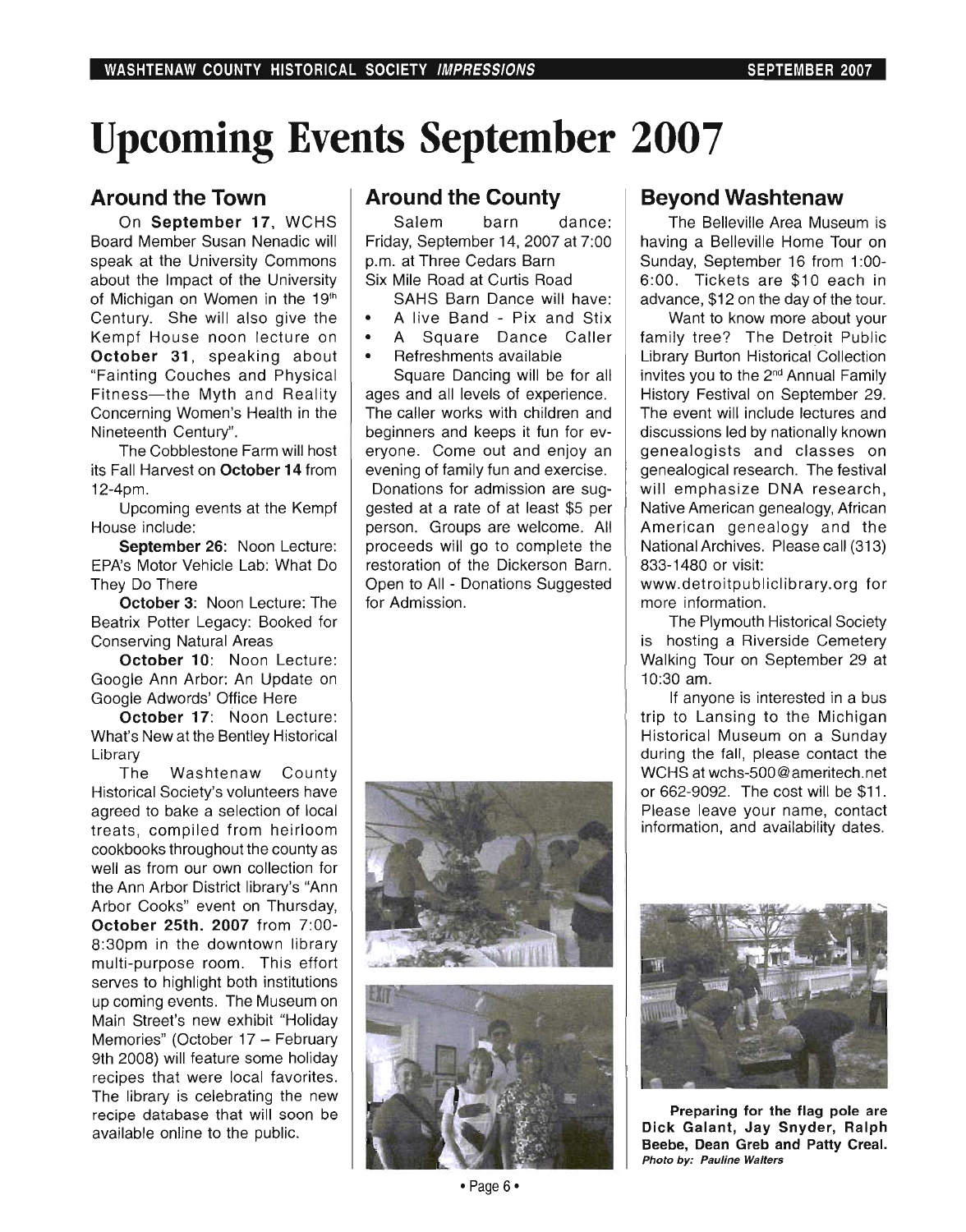# Upcoming Events September 2007

## Around the Town

On **September 17**, WCHS Board Member Susan Nenadic will speak at the University Commons about the Impact of the University of Michigan on Women in the 19th Century. She will also give the Kempf House noon lecture on **October 31**, speaking about "Fainting Couches and Physical Fitness—the Myth and Reality Concerning Women's Health in the Nineteenth Century".

The Cobblestone Farm will host its Fall Harvest on **October 14** from 12-4pm.

Upcoming events at the Kempf House include:

**September 26**: Noon Lecture: EPA's Motor Vehicle Lab: What Do They Do There

**October 3**: Noon Lecture: The Beatrix Potter Legacy: Booked for Conserving Natural Areas

**October 10**: Noon Lecture: Google Ann Arbor: An Update on Google Adwords' Office Here

**October 17**: Noon Lecture: What's New at the Bentley Historical Library

The Washtenaw County Historical Society's volunteers have agreed to bake a selection of local treats, compiled from heirloom cookbooks throughout the county as well as from our own collection for the Ann Arbor District library's "Ann Arbor Cooks" event on Thursday, **October 25th. 2007** from 7:00-8:30pm in the downtown library multi-purpose room. This effort serves to highlight both institutions up coming events. The Museum on Main Street's new exhibit "Holiday Memories" (October 17 – February 9th 2008) will feature some holiday recipes that were local favorites. The library is celebrating the new recipe database that will soon be available online to the public.

## Around the County

Salem barn dance: Friday, September 14, 2007 at 7:00 p.m. at Three Cedars Barn Six Mile Road at Curtis Road

SAHS Barn Dance will have:

- A live Band - Pix and Stix
- A Square Dance Caller
- Refreshments available

Square Dancing will be for all ages and all levels of experience. The caller works with children and beginners and keeps it fun for everyone. Come out and enjoy an evening of family fun and exercise.

Donations for admission are suggested at a rate of at least $5 per person. Groups are welcome. All proceeds will go to complete the restoration of the Dickerson Barn. Open to All - Donations Suggested for Admission.

## Beyond Washtenaw

The Belleville Area Museum is having a Belleville Home Tour on Sunday, September 16 from 1:00-6:00. Tickets are $10 each in advance, $12 on the day of the tour.

Want to know more about your family tree? The Detroit Public Library Burton Historical Collection invites you to the 2nd Annual Family History Festival on September 29. The event will include lectures and discussions led by nationally known genealogists and classes on genealogical research. The festival will emphasize DNA research, Native American genealogy, African American genealogy and the National Archives. Please call (313) 833-1480 or visit: www.detroitpubliclibrary.org for more information.

The Plymouth Historical Society is hosting a Riverside Cemetery Walking Tour on September 29 at 10:30 am.

If anyone is interested in a bus trip to Lansing to the Michigan Historical Museum on a Sunday during the fall, please contact the WCHS at wchs-500@ameritech.net or 662-9092. The cost will be $11. Please leave your name, contact information, and availability dates.

**Preparing for the flag pole are Dick Galant, Jay Snyder, Ralph Beebe, Dean Greb and Patty Creal.**
***Photo by: Pauline Walters***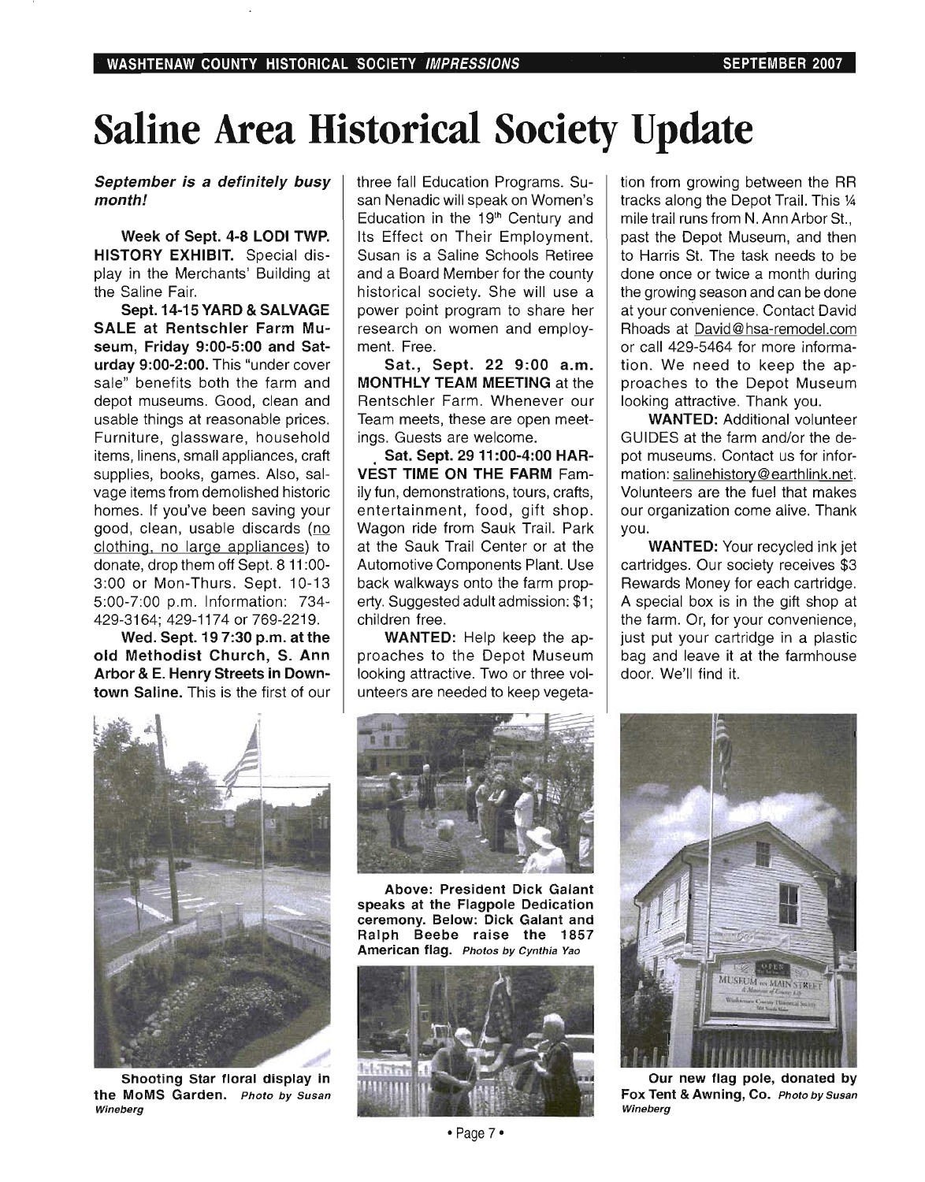# Saline Area Historical Society Update

***September is a definitely busy month!***

**Week of Sept. 4-8 LODI TWP. HISTORY EXHIBIT.** Special display in the Merchants' Building at the Saline Fair.

**Sept. 14-15 YARD & SALVAGE SALE at Rentschler Farm Museum, Friday 9:00-5:00 and Saturday 9:00-2:00.** This "under cover sale" benefits both the farm and depot museums. Good, clean and usable things at reasonable prices. Furniture, glassware, household items, linens, small appliances, craft supplies, books, games. Also, salvage items from demolished historic homes. If you've been saving your good, clean, usable discards (no clothing, no large appliances) to donate, drop them off Sept. 8 11:00-3:00 or Mon-Thurs. Sept. 10-13 5:00-7:00 p.m. Information: 734-429-3164; 429-1174 or 769-2219.

**Wed. Sept. 19 7:30 p.m. at the old Methodist Church, S. Ann Arbor & E. Henry Streets in Downtown Saline.** This is the first of our three fall Education Programs. Susan Nenadic will speak on Women's Education in the 19th Century and Its Effect on Their Employment. Susan is a Saline Schools Retiree and a Board Member for the county historical society. She will use a power point program to share her research on women and employment. Free.

**Sat., Sept. 22 9:00 a.m. MONTHLY TEAM MEETING** at the Rentschler Farm. Whenever our Team meets, these are open meetings. Guests are welcome.

**Sat. Sept. 29 11:00-4:00 HARVEST TIME ON THE FARM** Family fun, demonstrations, tours, crafts, entertainment, food, gift shop. Wagon ride from Sauk Trail. Park at the Sauk Trail Center or at the Automotive Components Plant. Use back walkways onto the farm property. Suggested adult admission: $1; children free.

**WANTED:** Help keep the approaches to the Depot Museum looking attractive. Two or three volunteers are needed to keep vegetation from growing between the RR tracks along the Depot Trail. This ¼ mile trail runs from N. Ann Arbor St., past the Depot Museum, and then to Harris St. The task needs to be done once or twice a month during the growing season and can be done at your convenience. Contact David Rhoads at David@hsa-remodel.com or call 429-5464 for more information. We need to keep the approaches to the Depot Museum looking attractive. Thank you.

**WANTED:** Additional volunteer GUIDES at the farm and/or the depot museums. Contact us for information: salinehistory@earthlink.net. Volunteers are the fuel that makes our organization come alive. Thank you.

**WANTED:** Your recycled ink jet cartridges. Our society receives $3 Rewards Money for each cartridge. A special box is in the gift shop at the farm. Or, for your convenience, just put your cartridge in a plastic bag and leave it at the farmhouse door. We'll find it.

**Shooting Star floral display in the MoMS Garden.** *Photo by Susan Wineberg*

**Above: President Dick Galant speaks at the Flagpole Dedication ceremony. Below: Dick Galant and Ralph Beebe raise the 1857 American flag.** *Photos by Cynthia Yao*

**Our new flag pole, donated by Fox Tent & Awning, Co.** *Photo by Susan Wineberg*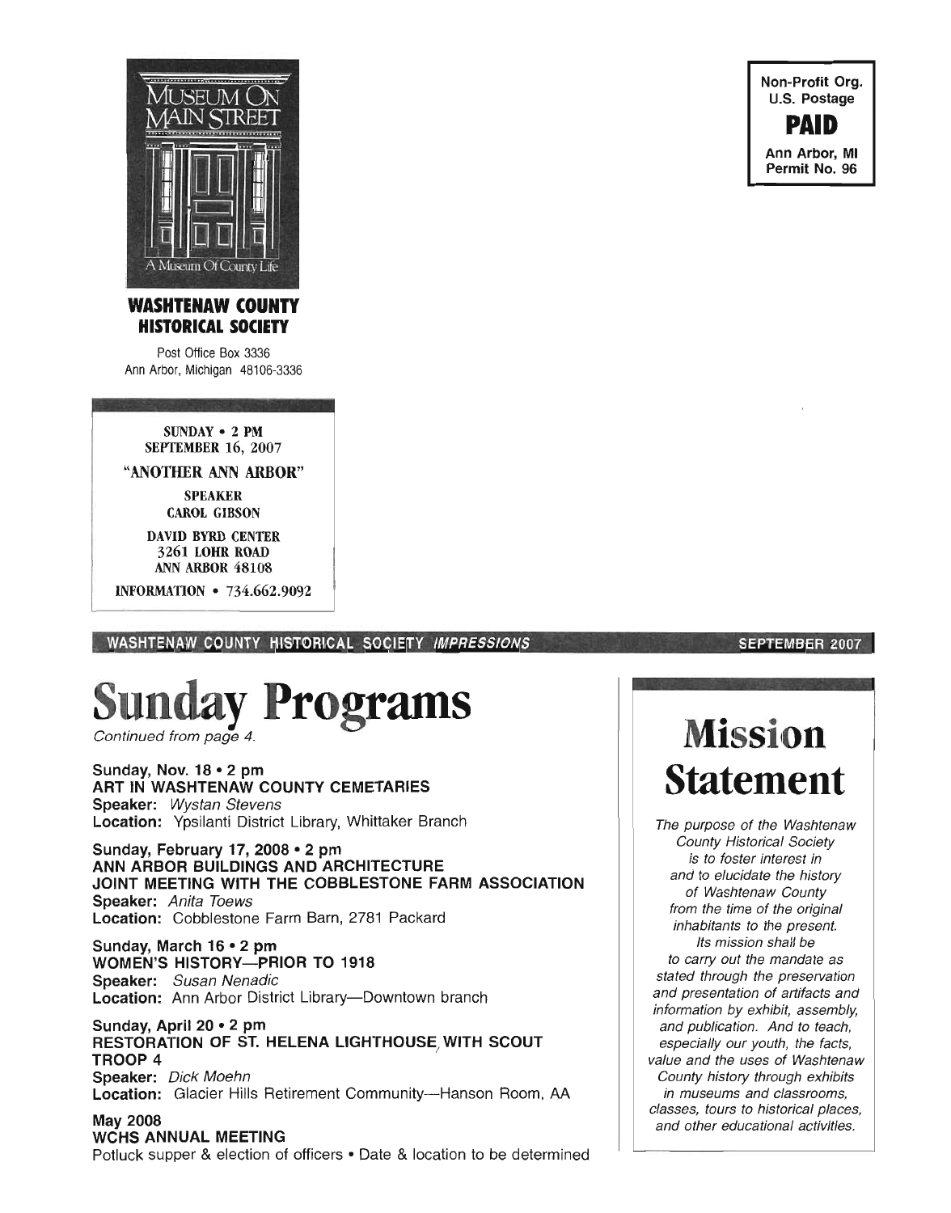MUSEUM ON MAIN STREET

A Museum Of County Life

**WASHTENAW COUNTY HISTORICAL SOCIETY**

Post Office Box 3336
Ann Arbor, Michigan 48106-3336

Non-Profit Org.
U.S. Postage
**PAID**
Ann Arbor, MI
Permit No. 96

SUNDAY • 2 PM
SEPTEMBER 16, 2007

"ANOTHER ANN ARBOR"

SPEAKER
CAROL GIBSON

DAVID BYRD CENTER
3261 LOHR ROAD
ANN ARBOR 48108

INFORMATION • 734.662.9092

# Sunday Programs

*Continued from page 4.*

**Sunday, Nov. 18 • 2 pm**
**ART IN WASHTENAW COUNTY CEMETARIES**
**Speaker:** *Wystan Stevens*
**Location:** Ypsilanti District Library, Whittaker Branch

**Sunday, February 17, 2008 • 2 pm**
**ANN ARBOR BUILDINGS AND ARCHITECTURE**
**JOINT MEETING WITH THE COBBLESTONE FARM ASSOCIATION**
**Speaker:** *Anita Toews*
**Location:** Cobblestone Farm Barn, 2781 Packard

**Sunday, March 16 • 2 pm**
**WOMEN'S HISTORY—PRIOR TO 1918**
**Speaker:** *Susan Nenadic*
**Location:** Ann Arbor District Library—Downtown branch

**Sunday, April 20 • 2 pm**
**RESTORATION OF ST. HELENA LIGHTHOUSE WITH SCOUT TROOP 4**
**Speaker:** *Dick Moehn*
**Location:** Glacier Hills Retirement Community—Hanson Room, AA

**May 2008**
**WCHS ANNUAL MEETING**
Potluck supper & election of officers • Date & location to be determined

# Mission Statement

*The purpose of the Washtenaw County Historical Society is to foster interest in and to elucidate the history of Washtenaw County from the time of the original inhabitants to the present. Its mission shall be to carry out the mandate as stated through the preservation and presentation of artifacts and information by exhibit, assembly, and publication. And to teach, especially our youth, the facts, value and the uses of Washtenaw County history through exhibits in museums and classrooms, classes, tours to historical places, and other educational activities.*